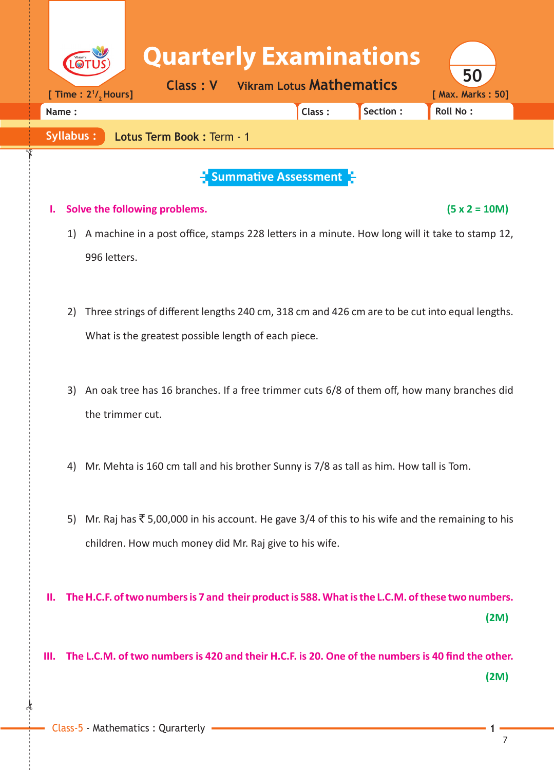# Quarterly Examinations

**Class : V** Vikram Lotus **Mathematics**

[ Time : $2^1/_2$ Hours] [ Max. Marks : 50]

50

| Name : | Class : | Section : | Roll No : |
|---|---|---|---|

**Syllabus :** **Lotus Term Book :** Term - 1

## Summative Assessment

**I. Solve the following problems.** **(5 x 2 = 10M)**

1) A machine in a post office, stamps 228 letters in a minute. How long will it take to stamp 12, 996 letters.

2) Three strings of different lengths 240 cm, 318 cm and 426 cm are to be cut into equal lengths. What is the greatest possible length of each piece.

3) An oak tree has 16 branches. If a free trimmer cuts 6/8 of them off, how many branches did the trimmer cut.

4) Mr. Mehta is 160 cm tall and his brother Sunny is 7/8 as tall as him. How tall is Tom.

5) Mr. Raj has ₹ 5,00,000 in his account. He gave 3/4 of this to his wife and the remaining to his children. How much money did Mr. Raj give to his wife.

**II. The H.C.F. of two numbers is 7 and their product is 588. What is the L.C.M. of these two numbers.** **(2M)**

**III. The L.C.M. of two numbers is 420 and their H.C.F. is 20. One of the numbers is 40 find the other.** **(2M)**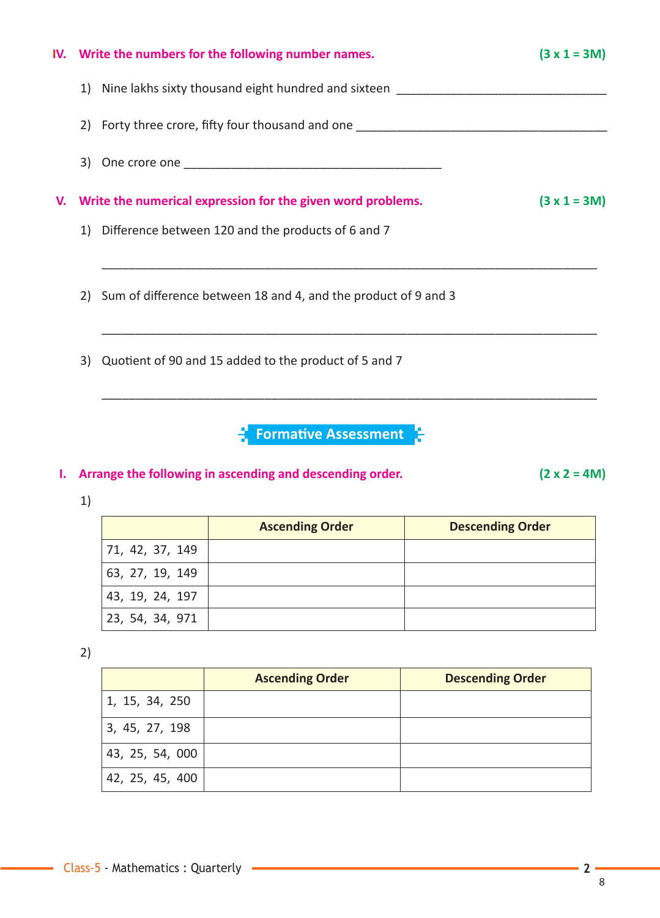**IV. Write the numbers for the following number names.** **(3 x 1 = 3M)**

1) Nine lakhs sixty thousand eight hundred and sixteen ________________________________

2) Forty three crore, fifty four thousand and one ________________________________________

3) One crore one ________________________________________

**V. Write the numerical expression for the given word problems.** **(3 x 1 = 3M)**

1) Difference between 120 and the products of 6 and 7

______________________________________________________________________________

2) Sum of difference between 18 and 4, and the product of 9 and 3

______________________________________________________________________________

3) Quotient of 90 and 15 added to the product of 5 and 7

______________________________________________________________________________

## Formative Assessment

**I. Arrange the following in ascending and descending order.** **(2 x 2 = 4M)**

1)

| | Ascending Order | Descending Order |
|---|---|---|
| 71, 42, 37, 149 | | |
| 63, 27, 19, 149 | | |
| 43, 19, 24, 197 | | |
| 23, 54, 34, 971 | | |

2)

| | Ascending Order | Descending Order |
|---|---|---|
| 1, 15, 34, 250 | | |
| 3, 45, 27, 198 | | |
| 43, 25, 54, 000 | | |
| 42, 25, 45, 400 | | |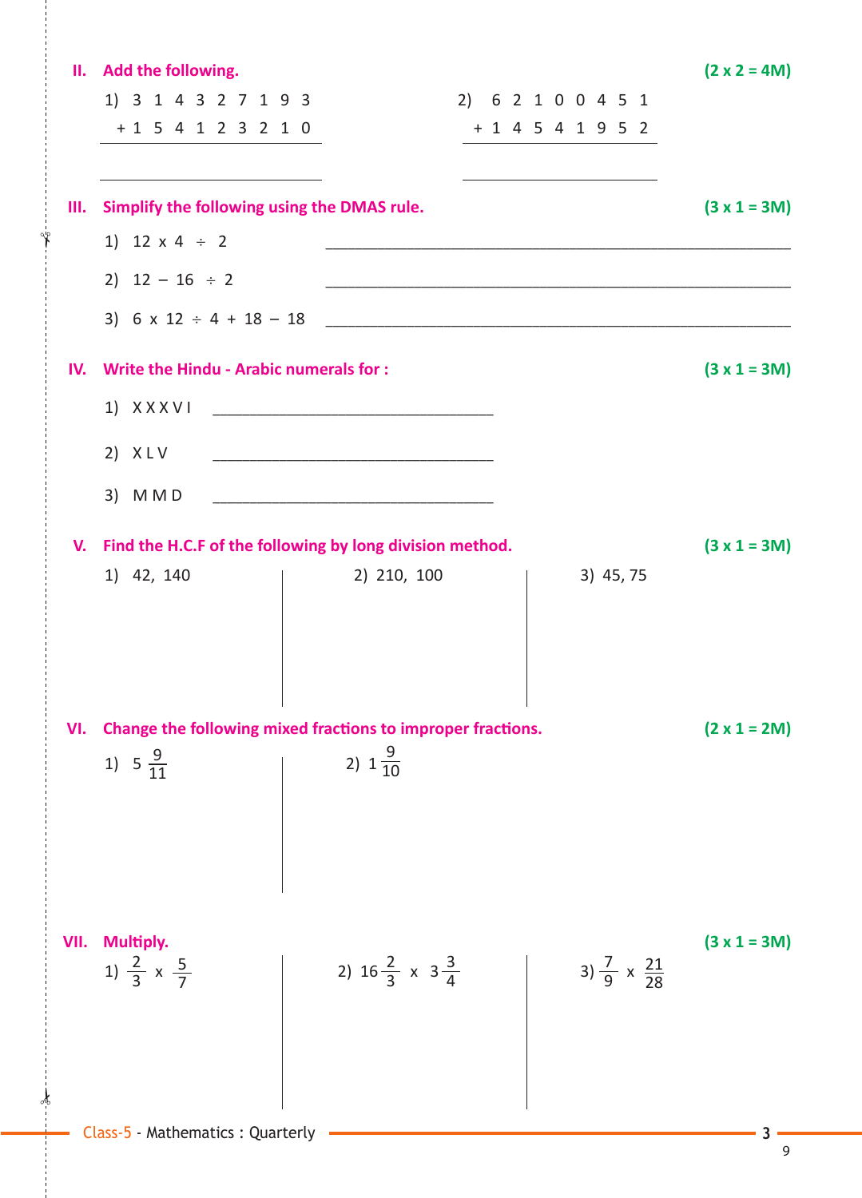**II. Add the following.** **(2 x 2 = 4M)**

1)
```
   3 1 4 3 2 7 1 9 3
 + 1 5 4 1 2 3 2 1 0
 ___________________

 ___________________
```

2)
```
   6 2 1 0 0 4 5 1
 + 1 4 5 4 1 9 5 2
 _________________

 _________________
```

**III. Simplify the following using the DMAS rule.** **(3 x 1 = 3M)**

1) $12 \times 4 \div 2$ ______________________________

2) $12 - 16 \div 2$ ______________________________

3) $6 \times 12 \div 4 + 18 - 18$ ______________________________

**IV. Write the Hindu - Arabic numerals for :** **(3 x 1 = 3M)**

1) X X X V I ______________________________

2) X L V ______________________________

3) M M D ______________________________

**V. Find the H.C.F of the following by long division method.** **(3 x 1 = 3M)**

1) 42, 140

2) 210, 100

3) 45, 75

**VI. Change the following mixed fractions to improper fractions.** **(2 x 1 = 2M)**

1) $5\frac{9}{11}$

2) $1\frac{9}{10}$

**VII. Multiply.** **(3 x 1 = 3M)**

1) $\frac{2}{3} \times \frac{5}{7}$

2) $16\frac{2}{3} \times 3\frac{3}{4}$

3) $\frac{7}{9} \times \frac{21}{28}$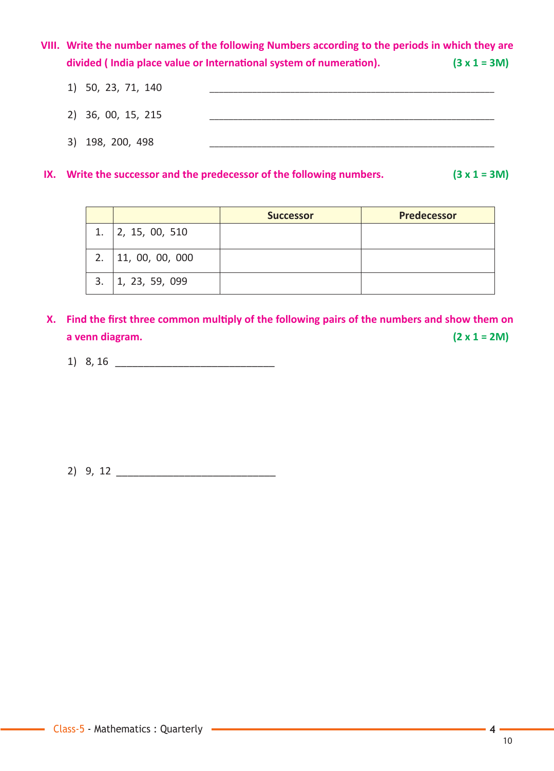**VIII. Write the number names of the following Numbers according to the periods in which they are divided ( India place value or International system of numeration).** **(3 x 1 = 3M)**

1) 50, 23, 71, 140 ______________________________________________

2) 36, 00, 15, 215 ______________________________________________

3) 198, 200, 498 ______________________________________________

**IX. Write the successor and the predecessor of the following numbers.** **(3 x 1 = 3M)**

| | | Successor | Predecessor |
|---|---|---|---|
| 1. | 2, 15, 00, 510 | | |
| 2. | 11, 00, 00, 000 | | |
| 3. | 1, 23, 59, 099 | | |

**X. Find the first three common multiply of the following pairs of the numbers and show them on a venn diagram.** **(2 x 1 = 2M)**

1) 8, 16 ______________________________

2) 9, 12 ______________________________